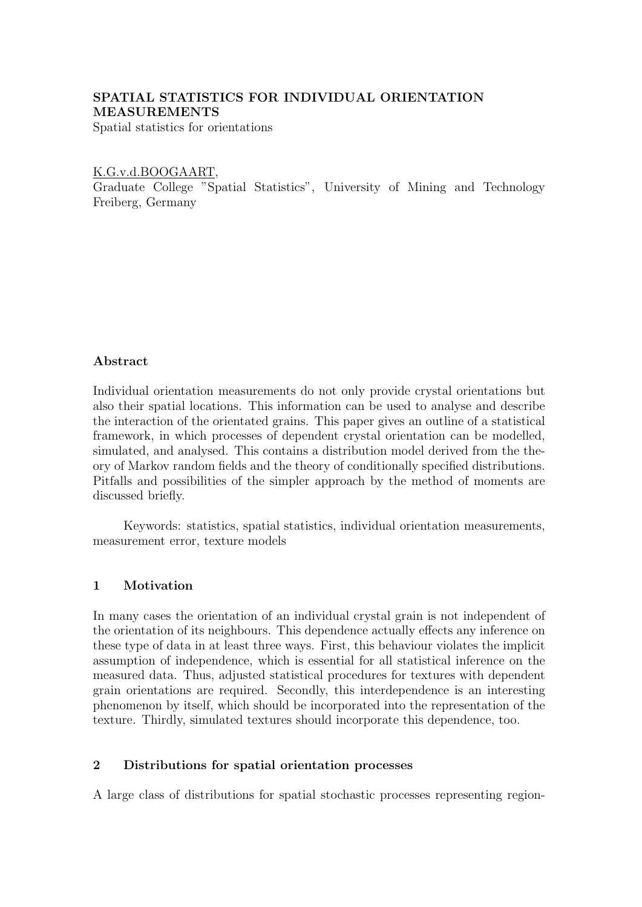# SPATIAL STATISTICS FOR INDIVIDUAL ORIENTATION MEASUREMENTS

Spatial statistics for orientations

K.G.v.d.BOOGAART,
Graduate College "Spatial Statistics", University of Mining and Technology Freiberg, Germany

### Abstract

Individual orientation measurements do not only provide crystal orientations but also their spatial locations. This information can be used to analyse and describe the interaction of the orientated grains. This paper gives an outline of a statistical framework, in which processes of dependent crystal orientation can be modelled, simulated, and analysed. This contains a distribution model derived from the theory of Markov random fields and the theory of conditionally specified distributions. Pitfalls and possibilities of the simpler approach by the method of moments are discussed briefly.

Keywords: statistics, spatial statistics, individual orientation measurements, measurement error, texture models

## 1 Motivation

In many cases the orientation of an individual crystal grain is not independent of the orientation of its neighbours. This dependence actually effects any inference on these type of data in at least three ways. First, this behaviour violates the implicit assumption of independence, which is essential for all statistical inference on the measured data. Thus, adjusted statistical procedures for textures with dependent grain orientations are required. Secondly, this interdependence is an interesting phenomenon by itself, which should be incorporated into the representation of the texture. Thirdly, simulated textures should incorporate this dependence, too.

## 2 Distributions for spatial orientation processes

A large class of distributions for spatial stochastic processes representing region-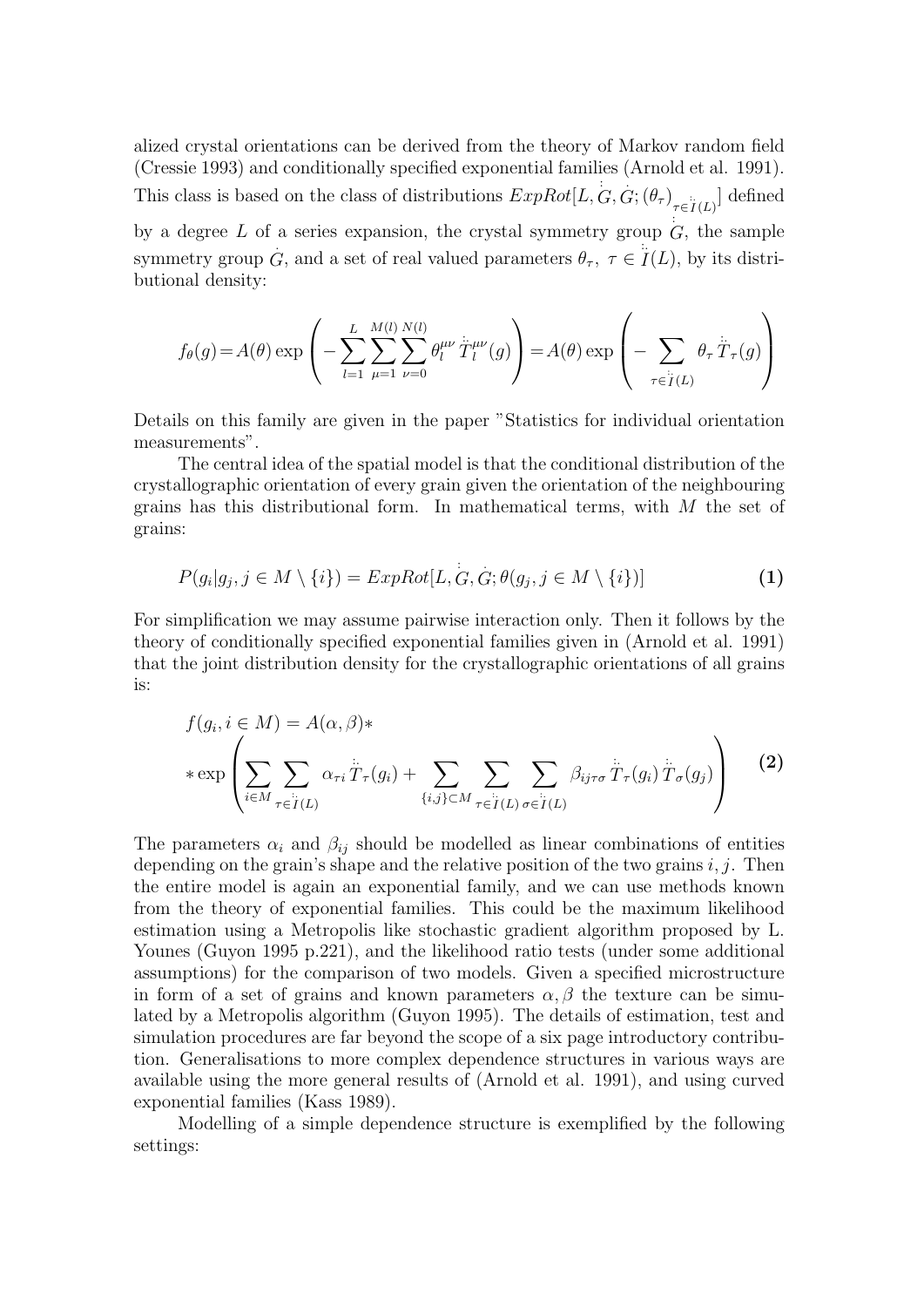alized crystal orientations can be derived from the theory of Markov random field (Cressie 1993) and conditionally specified exponential families (Arnold et al. 1991). This class is based on the class of distributions $ExpRot[L, \overset{:}{G}, \dot{G}; (\theta_\tau)_{\tau \in \overset{::}{I}(L)}]$ defined by a degree $L$ of a series expansion, the crystal symmetry group $\overset{:}{G}$, the sample symmetry group $\dot{G}$, and a set of real valued parameters $\theta_\tau$, $\tau \in \overset{::}{I}(L)$, by its distributional density:

$$f_\theta(g) = A(\theta) \exp\left( - \sum_{l=1}^{L} \sum_{\mu=1}^{M(l)} \sum_{\nu=0}^{N(l)} \theta_l^{\mu\nu} \overset{::}{T}{}_l^{\mu\nu}(g) \right) = A(\theta) \exp\left( - \sum_{\tau \in \overset{::}{I}(L)} \theta_\tau \overset{::}{T}_\tau(g) \right)$$

Details on this family are given in the paper "Statistics for individual orientation measurements".

The central idea of the spatial model is that the conditional distribution of the crystallographic orientation of every grain given the orientation of the neighbouring grains has this distributional form. In mathematical terms, with $M$ the set of grains:

$$P(g_i | g_j, j \in M \setminus \{i\}) = ExpRot[L, \overset{:}{G}, \dot{G}; \theta(g_j, j \in M \setminus \{i\})] \tag{1}$$

For simplification we may assume pairwise interaction only. Then it follows by the theory of conditionally specified exponential families given in (Arnold et al. 1991) that the joint distribution density for the crystallographic orientations of all grains is:

$$\begin{aligned} f(g_i, i \in M) &= A(\alpha, \beta) * \\ &* \exp\left( \sum_{i \in M} \sum_{\tau \in \overset{::}{I}(L)} \alpha_{\tau i} \overset{::}{T}_\tau(g_i) + \sum_{\{i,j\} \subset M} \sum_{\tau \in \overset{::}{I}(L)} \sum_{\sigma \in \overset{::}{I}(L)} \beta_{ij\tau\sigma} \overset{::}{T}_\tau(g_i) \overset{::}{T}_\sigma(g_j) \right) \end{aligned} \tag{2}$$

The parameters $\alpha_i$ and $\beta_{ij}$ should be modelled as linear combinations of entities depending on the grain's shape and the relative position of the two grains $i, j$. Then the entire model is again an exponential family, and we can use methods known from the theory of exponential families. This could be the maximum likelihood estimation using a Metropolis like stochastic gradient algorithm proposed by L. Younes (Guyon 1995 p.221), and the likelihood ratio tests (under some additional assumptions) for the comparison of two models. Given a specified microstructure in form of a set of grains and known parameters $\alpha, \beta$ the texture can be simulated by a Metropolis algorithm (Guyon 1995). The details of estimation, test and simulation procedures are far beyond the scope of a six page introductory contribution. Generalisations to more complex dependence structures in various ways are available using the more general results of (Arnold et al. 1991), and using curved exponential families (Kass 1989).

Modelling of a simple dependence structure is exemplified by the following settings: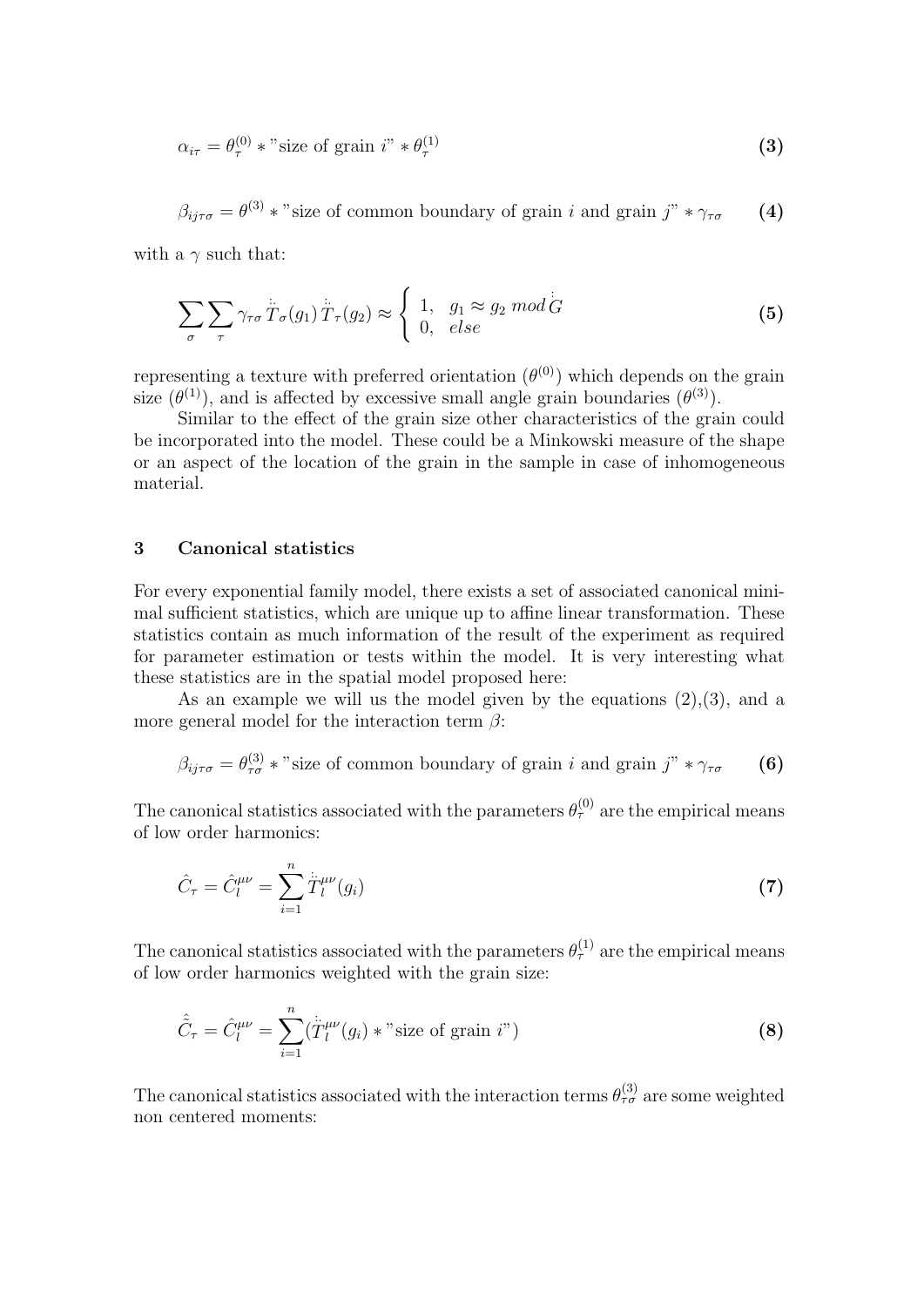$$\alpha_{i\tau} = \theta_\tau^{(0)} * \text{"size of grain } i\text{"} * \theta_\tau^{(1)} \tag{3}$$

$$\beta_{ij\tau\sigma} = \theta^{(3)} * \text{"size of common boundary of grain } i \text{ and grain } j\text{"} * \gamma_{\tau\sigma} \tag{4}$$

with a $\gamma$ such that:

$$\sum_\sigma \sum_\tau \gamma_{\tau\sigma} \dot{\ddot{T}}_\sigma(g_1) \dot{\ddot{T}}_\tau(g_2) \approx \begin{cases} 1, & g_1 \approx g_2 \mod \dot{\ddot{G}} \\ 0, & else \end{cases} \tag{5}$$

representing a texture with preferred orientation ($\theta^{(0)}$) which depends on the grain size ($\theta^{(1)}$), and is affected by excessive small angle grain boundaries ($\theta^{(3)}$).

Similar to the effect of the grain size other characteristics of the grain could be incorporated into the model. These could be a Minkowski measure of the shape or an aspect of the location of the grain in the sample in case of inhomogeneous material.

## 3 Canonical statistics

For every exponential family model, there exists a set of associated canonical minimal sufficient statistics, which are unique up to affine linear transformation. These statistics contain as much information of the result of the experiment as required for parameter estimation or tests within the model. It is very interesting what these statistics are in the spatial model proposed here:

As an example we will us the model given by the equations (2),(3), and a more general model for the interaction term $\beta$:

$$\beta_{ij\tau\sigma} = \theta_{\tau\sigma}^{(3)} * \text{"size of common boundary of grain } i \text{ and grain } j\text{"} * \gamma_{\tau\sigma} \tag{6}$$

The canonical statistics associated with the parameters $\theta_\tau^{(0)}$ are the empirical means of low order harmonics:

$$\hat{C}_\tau = \hat{C}_l^{\mu\nu} = \sum_{i=1}^n \dot{\ddot{T}}_l^{\mu\nu}(g_i) \tag{7}$$

The canonical statistics associated with the parameters $\theta_\tau^{(1)}$ are the empirical means of low order harmonics weighted with the grain size:

$$\hat{\hat{C}}_\tau = \hat{C}_l^{\mu\nu} = \sum_{i=1}^n (\dot{\ddot{T}}_l^{\mu\nu}(g_i) * \text{"size of grain } i\text{"}) \tag{8}$$

The canonical statistics associated with the interaction terms $\theta_{\tau\sigma}^{(3)}$ are some weighted non centered moments: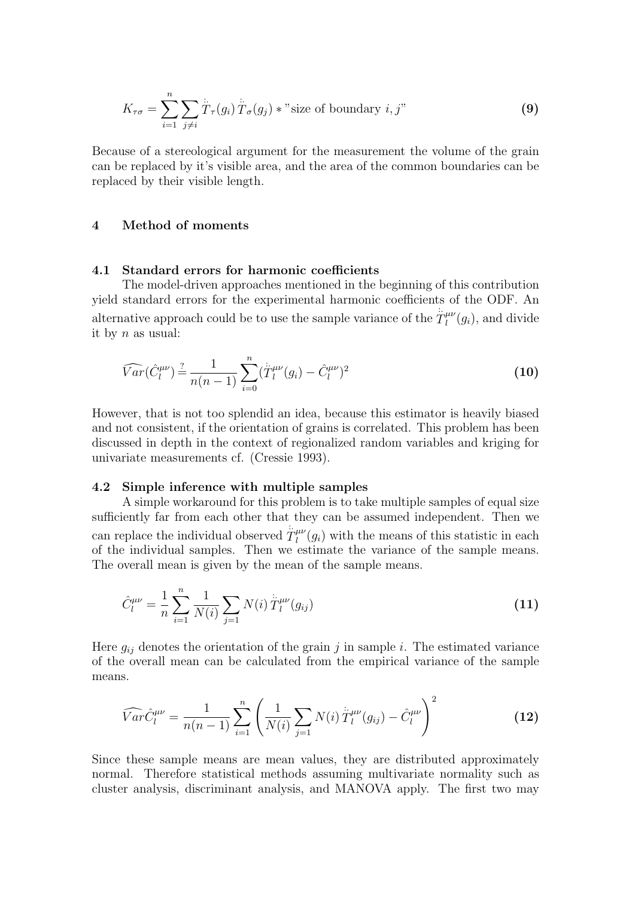$$K_{\tau\sigma} = \sum_{i=1}^{n} \sum_{j \neq i} \dddot{T}_{\tau}(g_i)\, \dddot{T}_{\sigma}(g_j) * \text{"size of boundary } i, j\text{"} \qquad \textbf{(9)}$$

Because of a stereological argument for the measurement the volume of the grain can be replaced by it's visible area, and the area of the common boundaries can be replaced by their visible length.

## 4 Method of moments

### 4.1 Standard errors for harmonic coefficients

The model-driven approaches mentioned in the beginning of this contribution yield standard errors for the experimental harmonic coefficients of the ODF. An alternative approach could be to use the sample variance of the $\dddot{T}_l^{\mu\nu}(g_i)$, and divide it by $n$ as usual:

$$\widehat{Var}(\hat{C}_l^{\mu\nu}) \stackrel{?}{=} \frac{1}{n(n-1)} \sum_{i=0}^{n} (\dddot{T}_l^{\mu\nu}(g_i) - \hat{C}_l^{\mu\nu})^2 \qquad \textbf{(10)}$$

However, that is not too splendid an idea, because this estimator is heavily biased and not consistent, if the orientation of grains is correlated. This problem has been discussed in depth in the context of regionalized random variables and kriging for univariate measurements cf. (Cressie 1993).

### 4.2 Simple inference with multiple samples

A simple workaround for this problem is to take multiple samples of equal size sufficiently far from each other that they can be assumed independent. Then we can replace the individual observed $\dddot{T}_l^{\mu\nu}(g_i)$ with the means of this statistic in each of the individual samples. Then we estimate the variance of the sample means. The overall mean is given by the mean of the sample means.

$$\hat{C}_l^{\mu\nu} = \frac{1}{n} \sum_{i=1}^{n} \frac{1}{N(i)} \sum_{j=1} N(i)\, \dddot{T}_l^{\mu\nu}(g_{ij}) \qquad \textbf{(11)}$$

Here $g_{ij}$ denotes the orientation of the grain $j$ in sample $i$. The estimated variance of the overall mean can be calculated from the empirical variance of the sample means.

$$\widehat{Var}\hat{C}_l^{\mu\nu} = \frac{1}{n(n-1)} \sum_{i=1}^{n} \left( \frac{1}{N(i)} \sum_{j=1} N(i)\, \dddot{T}_l^{\mu\nu}(g_{ij}) - \hat{C}_l^{\mu\nu} \right)^2 \qquad \textbf{(12)}$$

Since these sample means are mean values, they are distributed approximately normal. Therefore statistical methods assuming multivariate normality such as cluster analysis, discriminant analysis, and MANOVA apply. The first two may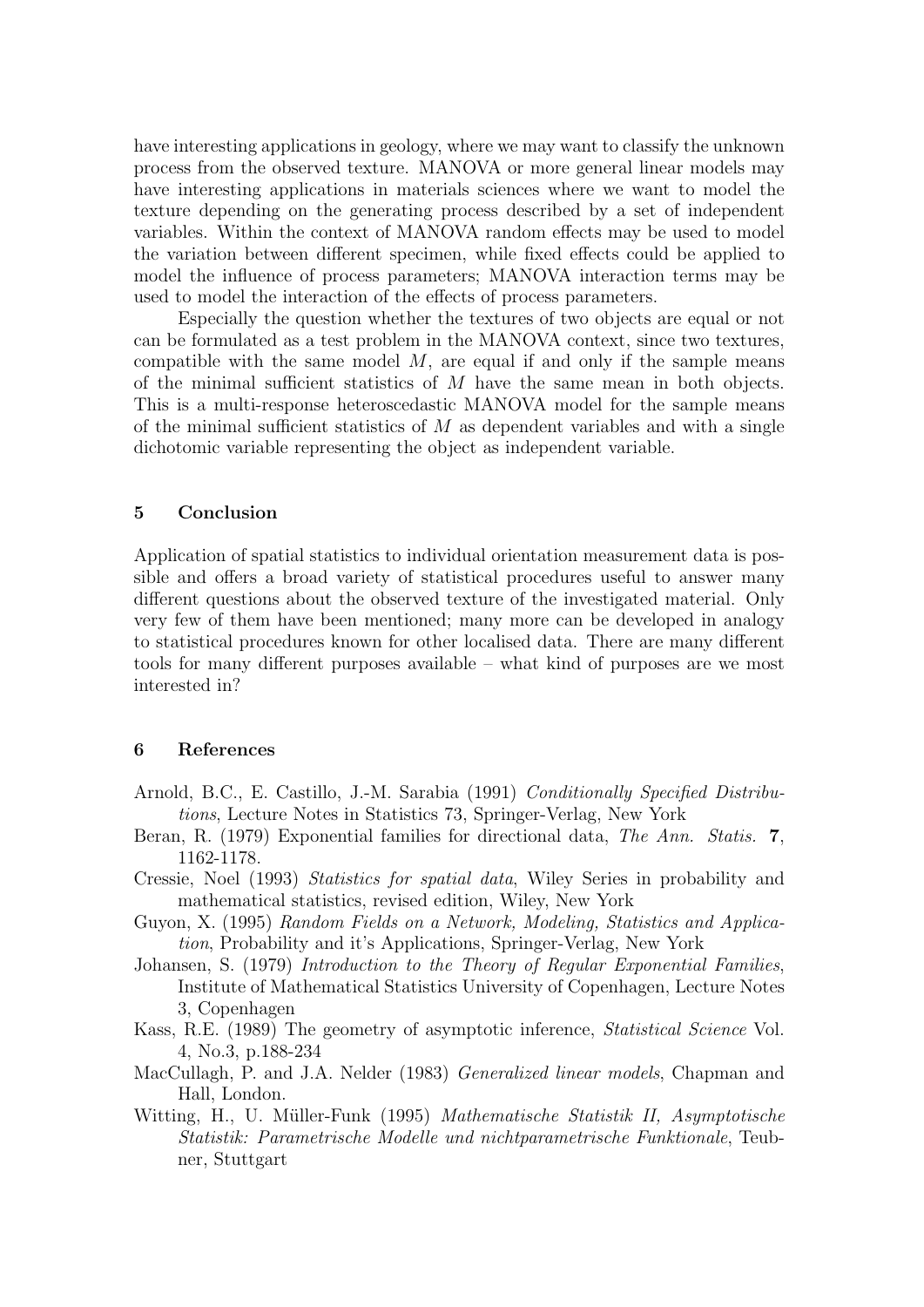have interesting applications in geology, where we may want to classify the unknown process from the observed texture. MANOVA or more general linear models may have interesting applications in materials sciences where we want to model the texture depending on the generating process described by a set of independent variables. Within the context of MANOVA random effects may be used to model the variation between different specimen, while fixed effects could be applied to model the influence of process parameters; MANOVA interaction terms may be used to model the interaction of the effects of process parameters.

Especially the question whether the textures of two objects are equal or not can be formulated as a test problem in the MANOVA context, since two textures, compatible with the same model $M$, are equal if and only if the sample means of the minimal sufficient statistics of $M$ have the same mean in both objects. This is a multi-response heteroscedastic MANOVA model for the sample means of the minimal sufficient statistics of $M$ as dependent variables and with a single dichotomic variable representing the object as independent variable.

## 5 Conclusion

Application of spatial statistics to individual orientation measurement data is possible and offers a broad variety of statistical procedures useful to answer many different questions about the observed texture of the investigated material. Only very few of them have been mentioned; many more can be developed in analogy to statistical procedures known for other localised data. There are many different tools for many different purposes available – what kind of purposes are we most interested in?

## 6 References

Arnold, B.C., E. Castillo, J.-M. Sarabia (1991) *Conditionally Specified Distributions*, Lecture Notes in Statistics 73, Springer-Verlag, New York

Beran, R. (1979) Exponential families for directional data, *The Ann. Statis.* **7**, 1162-1178.

Cressie, Noel (1993) *Statistics for spatial data*, Wiley Series in probability and mathematical statistics, revised edition, Wiley, New York

Guyon, X. (1995) *Random Fields on a Network, Modeling, Statistics and Application*, Probability and it's Applications, Springer-Verlag, New York

Johansen, S. (1979) *Introduction to the Theory of Regular Exponential Families*, Institute of Mathematical Statistics University of Copenhagen, Lecture Notes 3, Copenhagen

Kass, R.E. (1989) The geometry of asymptotic inference, *Statistical Science* Vol. 4, No.3, p.188-234

MacCullagh, P. and J.A. Nelder (1983) *Generalized linear models*, Chapman and Hall, London.

Witting, H., U. Müller-Funk (1995) *Mathematische Statistik II, Asymptotische Statistik: Parametrische Modelle und nichtparametrische Funktionale*, Teubner, Stuttgart